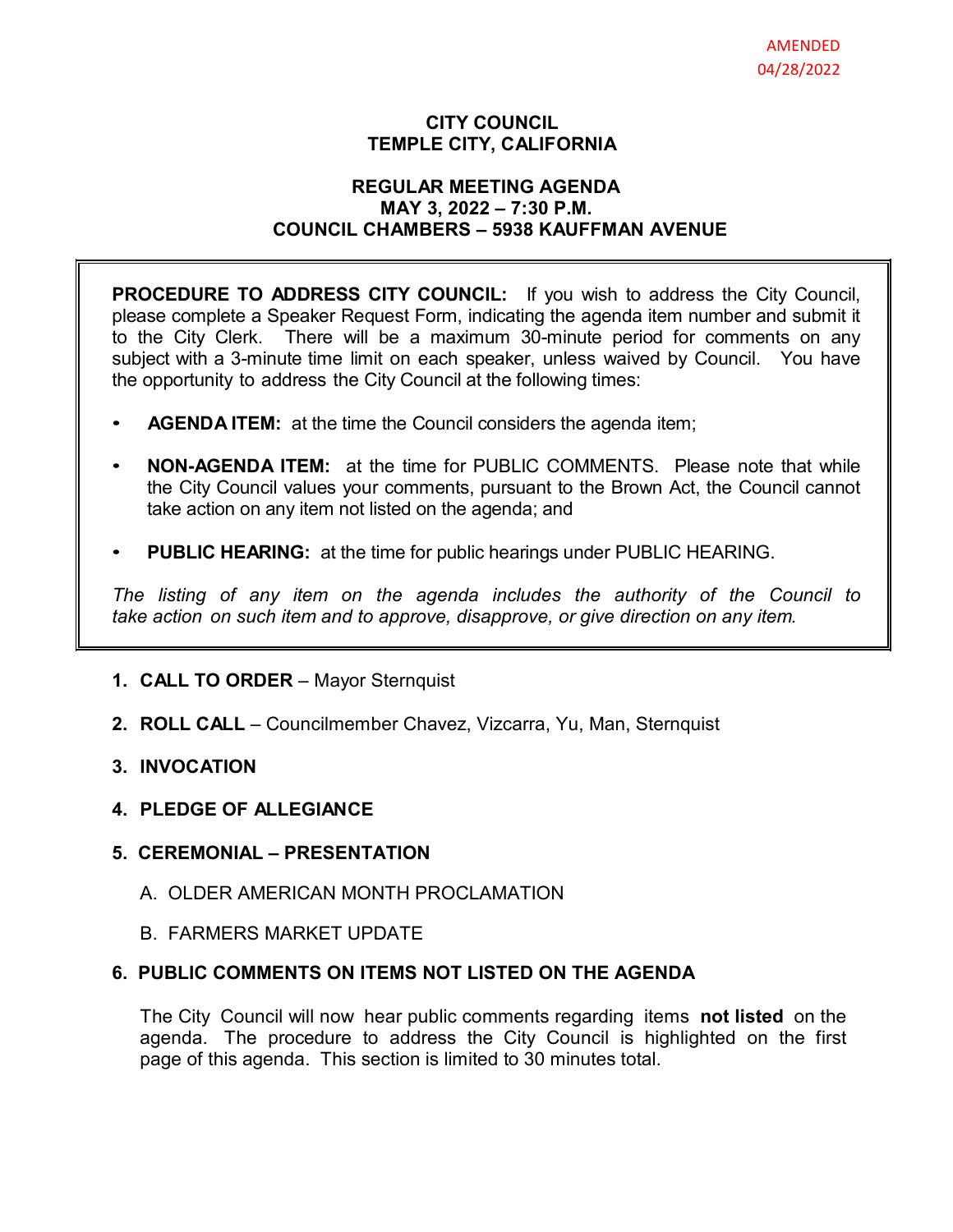AMENDED
04/28/2022

# CITY COUNCIL
# TEMPLE CITY, CALIFORNIA

## REGULAR MEETING AGENDA
## MAY 3, 2022 – 7:30 P.M.
## COUNCIL CHAMBERS – 5938 KAUFFMAN AVENUE

**PROCEDURE TO ADDRESS CITY COUNCIL:** If you wish to address the City Council, please complete a Speaker Request Form, indicating the agenda item number and submit it to the City Clerk. There will be a maximum 30-minute period for comments on any subject with a 3-minute time limit on each speaker, unless waived by Council. You have the opportunity to address the City Council at the following times:

- **AGENDA ITEM:** at the time the Council considers the agenda item;
- **NON-AGENDA ITEM:** at the time for PUBLIC COMMENTS. Please note that while the City Council values your comments, pursuant to the Brown Act, the Council cannot take action on any item not listed on the agenda; and
- **PUBLIC HEARING:** at the time for public hearings under PUBLIC HEARING.

*The listing of any item on the agenda includes the authority of the Council to take action on such item and to approve, disapprove, or give direction on any item.*

1. **CALL TO ORDER** – Mayor Sternquist

2. **ROLL CALL** – Councilmember Chavez, Vizcarra, Yu, Man, Sternquist

3. **INVOCATION**

4. **PLEDGE OF ALLEGIANCE**

5. **CEREMONIAL – PRESENTATION**

   A. OLDER AMERICAN MONTH PROCLAMATION

   B. FARMERS MARKET UPDATE

6. **PUBLIC COMMENTS ON ITEMS NOT LISTED ON THE AGENDA**

   The City Council will now hear public comments regarding items **not listed** on the agenda. The procedure to address the City Council is highlighted on the first page of this agenda. This section is limited to 30 minutes total.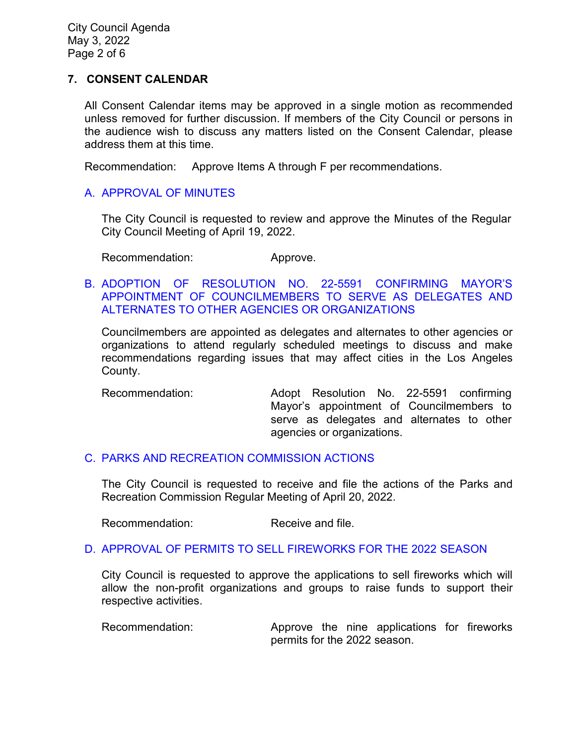## 7. CONSENT CALENDAR

All Consent Calendar items may be approved in a single motion as recommended unless removed for further discussion. If members of the City Council or persons in the audience wish to discuss any matters listed on the Consent Calendar, please address them at this time.

Recommendation: Approve Items A through F per recommendations.

### A. APPROVAL OF MINUTES

The City Council is requested to review and approve the Minutes of the Regular City Council Meeting of April 19, 2022.

Recommendation: Approve.

### B. ADOPTION OF RESOLUTION NO. 22-5591 CONFIRMING MAYOR'S APPOINTMENT OF COUNCILMEMBERS TO SERVE AS DELEGATES AND ALTERNATES TO OTHER AGENCIES OR ORGANIZATIONS

Councilmembers are appointed as delegates and alternates to other agencies or organizations to attend regularly scheduled meetings to discuss and make recommendations regarding issues that may affect cities in the Los Angeles County.

Recommendation: Adopt Resolution No. 22-5591 confirming Mayor's appointment of Councilmembers to serve as delegates and alternates to other agencies or organizations.

### C. PARKS AND RECREATION COMMISSION ACTIONS

The City Council is requested to receive and file the actions of the Parks and Recreation Commission Regular Meeting of April 20, 2022.

Recommendation: Receive and file.

### D. APPROVAL OF PERMITS TO SELL FIREWORKS FOR THE 2022 SEASON

City Council is requested to approve the applications to sell fireworks which will allow the non-profit organizations and groups to raise funds to support their respective activities.

Recommendation: Approve the nine applications for fireworks permits for the 2022 season.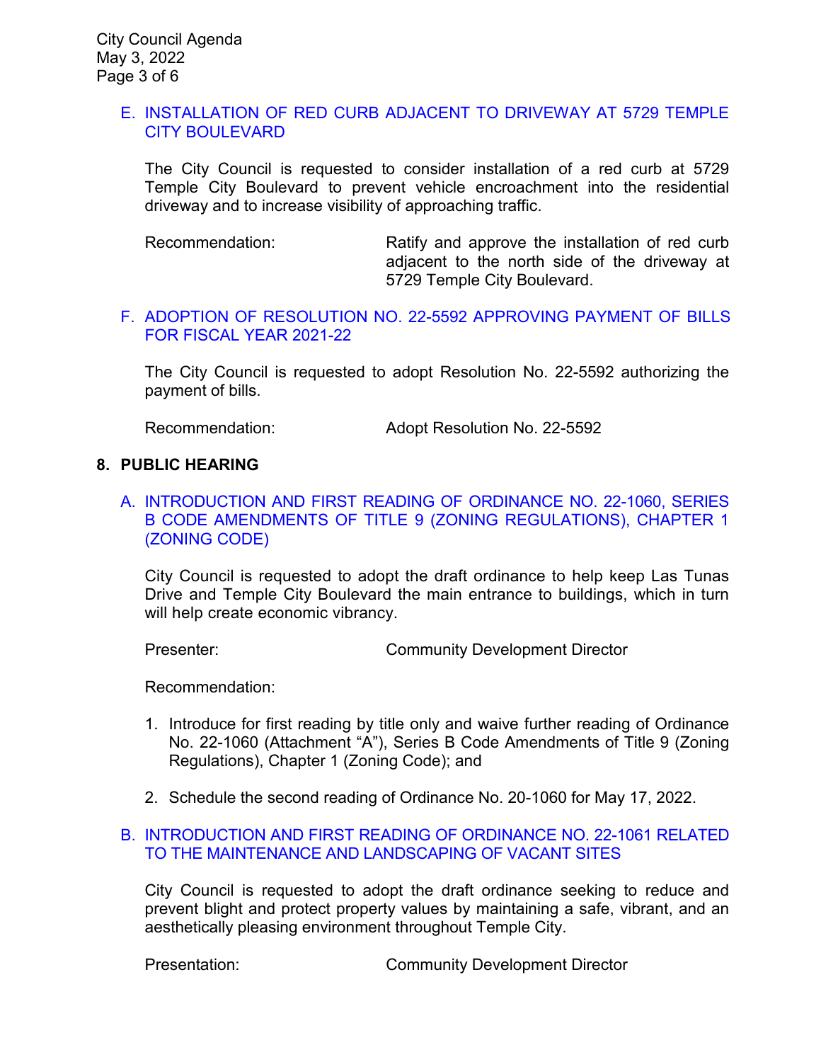E. INSTALLATION OF RED CURB ADJACENT TO DRIVEWAY AT 5729 TEMPLE CITY BOULEVARD

The City Council is requested to consider installation of a red curb at 5729 Temple City Boulevard to prevent vehicle encroachment into the residential driveway and to increase visibility of approaching traffic.

Recommendation: Ratify and approve the installation of red curb adjacent to the north side of the driveway at 5729 Temple City Boulevard.

F. ADOPTION OF RESOLUTION NO. 22-5592 APPROVING PAYMENT OF BILLS FOR FISCAL YEAR 2021-22

The City Council is requested to adopt Resolution No. 22-5592 authorizing the payment of bills.

Recommendation: Adopt Resolution No. 22-5592

**8. PUBLIC HEARING**

A. INTRODUCTION AND FIRST READING OF ORDINANCE NO. 22-1060, SERIES B CODE AMENDMENTS OF TITLE 9 (ZONING REGULATIONS), CHAPTER 1 (ZONING CODE)

City Council is requested to adopt the draft ordinance to help keep Las Tunas Drive and Temple City Boulevard the main entrance to buildings, which in turn will help create economic vibrancy.

Presenter: Community Development Director

Recommendation:

1. Introduce for first reading by title only and waive further reading of Ordinance No. 22-1060 (Attachment "A"), Series B Code Amendments of Title 9 (Zoning Regulations), Chapter 1 (Zoning Code); and
2. Schedule the second reading of Ordinance No. 20-1060 for May 17, 2022.

B. INTRODUCTION AND FIRST READING OF ORDINANCE NO. 22-1061 RELATED TO THE MAINTENANCE AND LANDSCAPING OF VACANT SITES

City Council is requested to adopt the draft ordinance seeking to reduce and prevent blight and protect property values by maintaining a safe, vibrant, and an aesthetically pleasing environment throughout Temple City.

Presentation: Community Development Director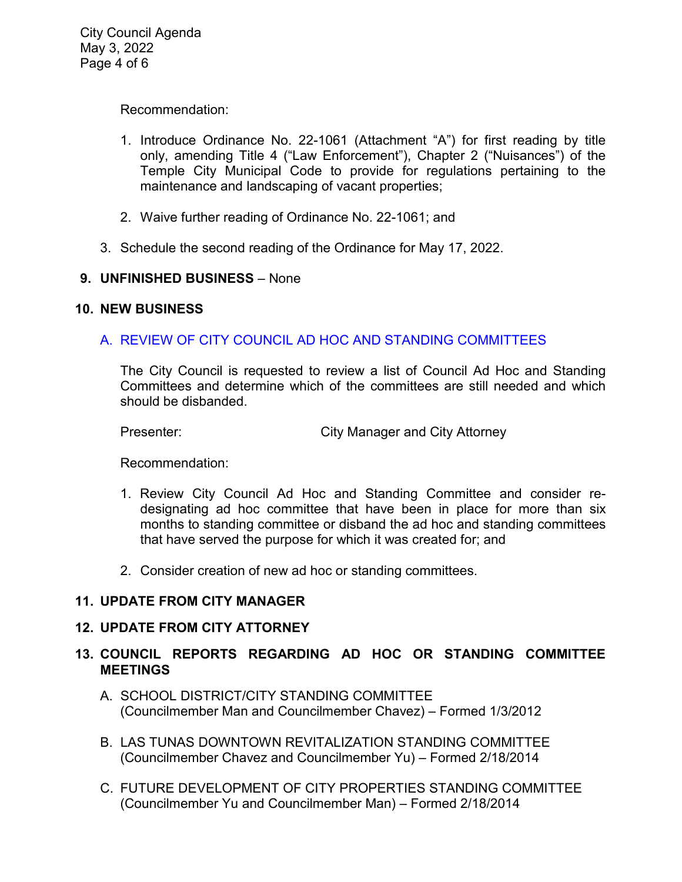Recommendation:

1. Introduce Ordinance No. 22-1061 (Attachment "A") for first reading by title only, amending Title 4 ("Law Enforcement"), Chapter 2 ("Nuisances") of the Temple City Municipal Code to provide for regulations pertaining to the maintenance and landscaping of vacant properties;

2. Waive further reading of Ordinance No. 22-1061; and

3. Schedule the second reading of the Ordinance for May 17, 2022.

## 9. UNFINISHED BUSINESS – None

## 10. NEW BUSINESS

### A. REVIEW OF CITY COUNCIL AD HOC AND STANDING COMMITTEES

The City Council is requested to review a list of Council Ad Hoc and Standing Committees and determine which of the committees are still needed and which should be disbanded.

Presenter: City Manager and City Attorney

Recommendation:

1. Review City Council Ad Hoc and Standing Committee and consider re-designating ad hoc committee that have been in place for more than six months to standing committee or disband the ad hoc and standing committees that have served the purpose for which it was created for; and

2. Consider creation of new ad hoc or standing committees.

## 11. UPDATE FROM CITY MANAGER

## 12. UPDATE FROM CITY ATTORNEY

## 13. COUNCIL REPORTS REGARDING AD HOC OR STANDING COMMITTEE MEETINGS

A. SCHOOL DISTRICT/CITY STANDING COMMITTEE
(Councilmember Man and Councilmember Chavez) – Formed 1/3/2012

B. LAS TUNAS DOWNTOWN REVITALIZATION STANDING COMMITTEE
(Councilmember Chavez and Councilmember Yu) – Formed 2/18/2014

C. FUTURE DEVELOPMENT OF CITY PROPERTIES STANDING COMMITTEE
(Councilmember Yu and Councilmember Man) – Formed 2/18/2014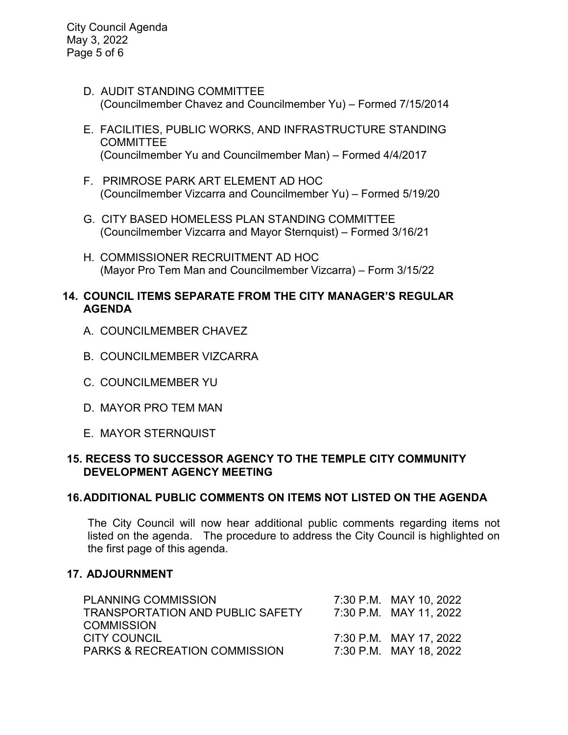D. AUDIT STANDING COMMITTEE
(Councilmember Chavez and Councilmember Yu) – Formed 7/15/2014

E. FACILITIES, PUBLIC WORKS, AND INFRASTRUCTURE STANDING COMMITTEE
(Councilmember Yu and Councilmember Man) – Formed 4/4/2017

F. PRIMROSE PARK ART ELEMENT AD HOC
(Councilmember Vizcarra and Councilmember Yu) – Formed 5/19/20

G. CITY BASED HOMELESS PLAN STANDING COMMITTEE
(Councilmember Vizcarra and Mayor Sternquist) – Formed 3/16/21

H. COMMISSIONER RECRUITMENT AD HOC
(Mayor Pro Tem Man and Councilmember Vizcarra) – Form 3/15/22

## 14. COUNCIL ITEMS SEPARATE FROM THE CITY MANAGER'S REGULAR AGENDA

A. COUNCILMEMBER CHAVEZ

B. COUNCILMEMBER VIZCARRA

C. COUNCILMEMBER YU

D. MAYOR PRO TEM MAN

E. MAYOR STERNQUIST

## 15. RECESS TO SUCCESSOR AGENCY TO THE TEMPLE CITY COMMUNITY DEVELOPMENT AGENCY MEETING

## 16. ADDITIONAL PUBLIC COMMENTS ON ITEMS NOT LISTED ON THE AGENDA

The City Council will now hear additional public comments regarding items not listed on the agenda. The procedure to address the City Council is highlighted on the first page of this agenda.

## 17. ADJOURNMENT

| | | |
|---|---|---|
| PLANNING COMMISSION | 7:30 P.M. | MAY 10, 2022 |
| TRANSPORTATION AND PUBLIC SAFETY COMMISSION | 7:30 P.M. | MAY 11, 2022 |
| CITY COUNCIL | 7:30 P.M. | MAY 17, 2022 |
| PARKS & RECREATION COMMISSION | 7:30 P.M. | MAY 18, 2022 |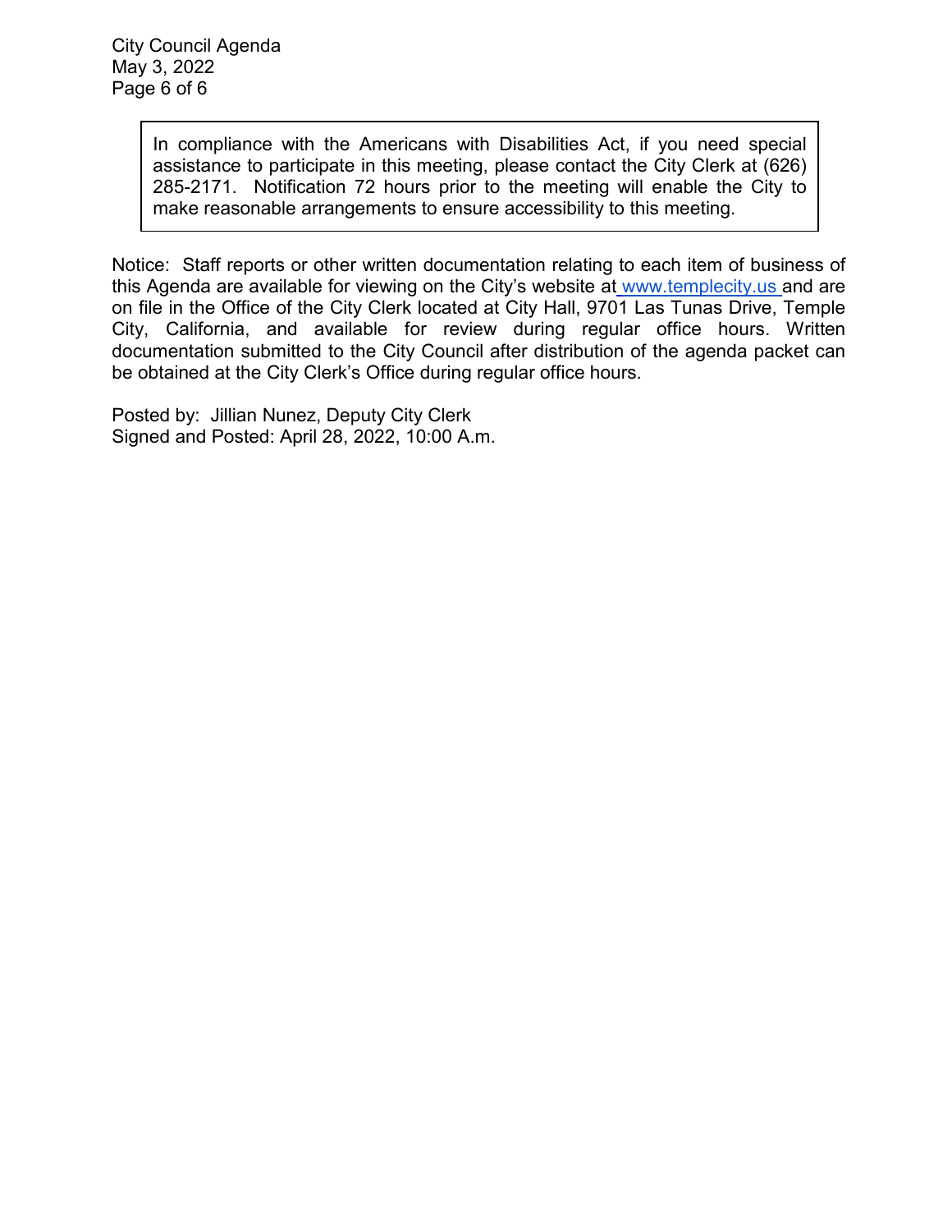> In compliance with the Americans with Disabilities Act, if you need special assistance to participate in this meeting, please contact the City Clerk at (626) 285-2171. Notification 72 hours prior to the meeting will enable the City to make reasonable arrangements to ensure accessibility to this meeting.

Notice: Staff reports or other written documentation relating to each item of business of this Agenda are available for viewing on the City's website at www.templecity.us and are on file in the Office of the City Clerk located at City Hall, 9701 Las Tunas Drive, Temple City, California, and available for review during regular office hours. Written documentation submitted to the City Council after distribution of the agenda packet can be obtained at the City Clerk's Office during regular office hours.

Posted by: Jillian Nunez, Deputy City Clerk
Signed and Posted: April 28, 2022, 10:00 A.m.